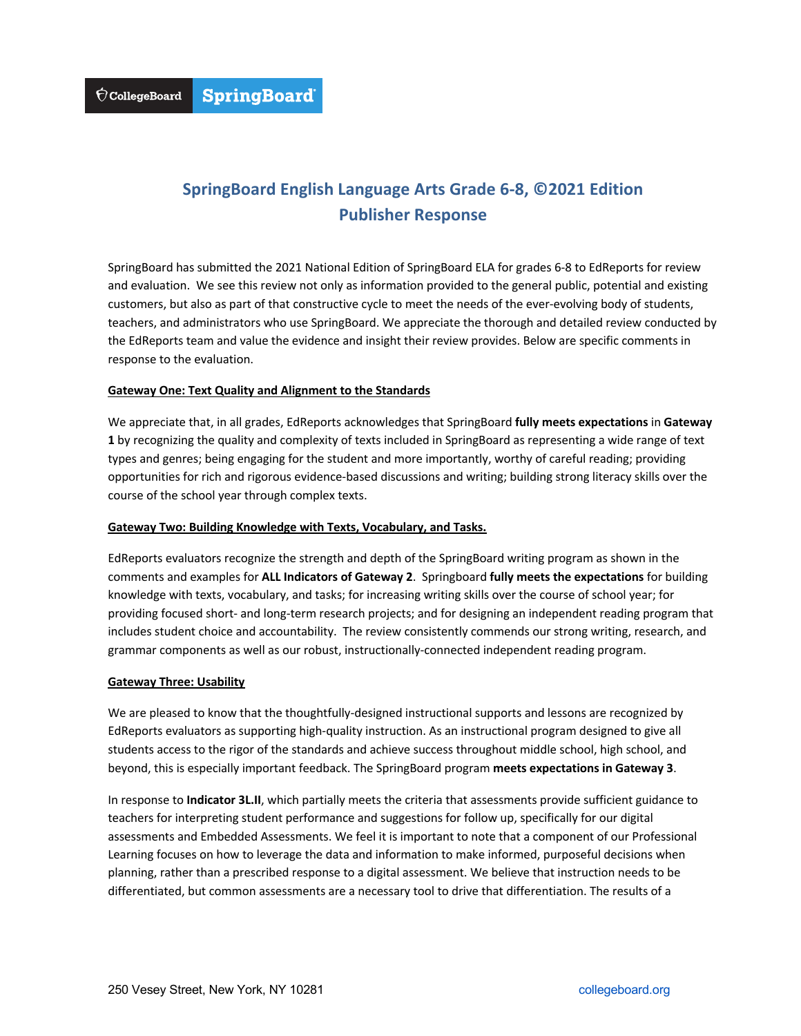CollegeBoard SpringBoard

# SpringBoard English Language Arts Grade 6-8, ©2021 Edition
# Publisher Response

SpringBoard has submitted the 2021 National Edition of SpringBoard ELA for grades 6-8 to EdReports for review and evaluation. We see this review not only as information provided to the general public, potential and existing customers, but also as part of that constructive cycle to meet the needs of the ever-evolving body of students, teachers, and administrators who use SpringBoard. We appreciate the thorough and detailed review conducted by the EdReports team and value the evidence and insight their review provides. Below are specific comments in response to the evaluation.

## Gateway One: Text Quality and Alignment to the Standards

We appreciate that, in all grades, EdReports acknowledges that SpringBoard **fully meets expectations** in **Gateway 1** by recognizing the quality and complexity of texts included in SpringBoard as representing a wide range of text types and genres; being engaging for the student and more importantly, worthy of careful reading; providing opportunities for rich and rigorous evidence-based discussions and writing; building strong literacy skills over the course of the school year through complex texts.

## Gateway Two: Building Knowledge with Texts, Vocabulary, and Tasks.

EdReports evaluators recognize the strength and depth of the SpringBoard writing program as shown in the comments and examples for **ALL Indicators of Gateway 2**. Springboard **fully meets the expectations** for building knowledge with texts, vocabulary, and tasks; for increasing writing skills over the course of school year; for providing focused short- and long-term research projects; and for designing an independent reading program that includes student choice and accountability. The review consistently commends our strong writing, research, and grammar components as well as our robust, instructionally-connected independent reading program.

## Gateway Three: Usability

We are pleased to know that the thoughtfully-designed instructional supports and lessons are recognized by EdReports evaluators as supporting high-quality instruction. As an instructional program designed to give all students access to the rigor of the standards and achieve success throughout middle school, high school, and beyond, this is especially important feedback. The SpringBoard program **meets expectations in Gateway 3**.

In response to **Indicator 3L.II**, which partially meets the criteria that assessments provide sufficient guidance to teachers for interpreting student performance and suggestions for follow up, specifically for our digital assessments and Embedded Assessments. We feel it is important to note that a component of our Professional Learning focuses on how to leverage the data and information to make informed, purposeful decisions when planning, rather than a prescribed response to a digital assessment. We believe that instruction needs to be differentiated, but common assessments are a necessary tool to drive that differentiation. The results of a

250 Vesey Street, New York, NY 10281 collegeboard.org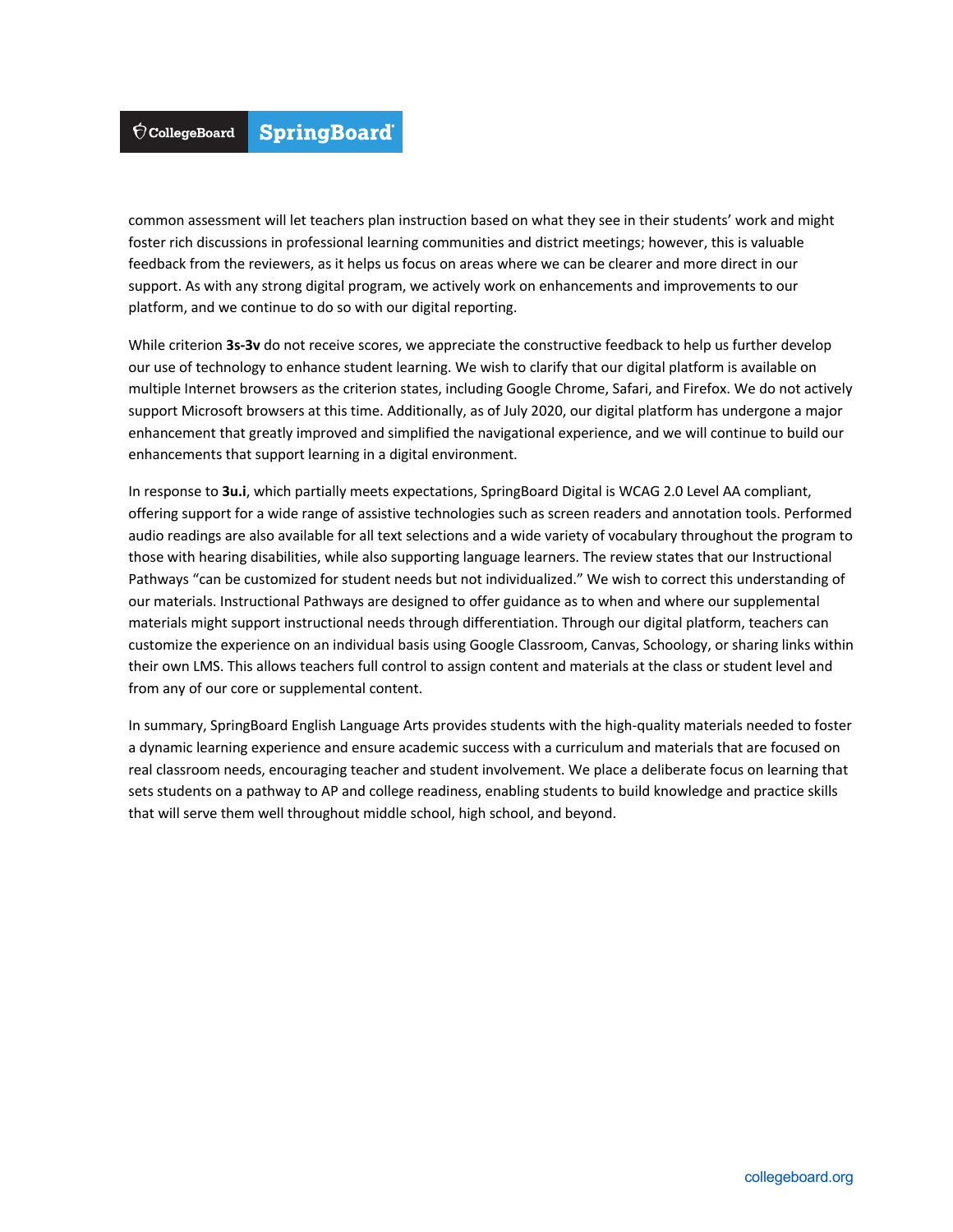common assessment will let teachers plan instruction based on what they see in their students' work and might foster rich discussions in professional learning communities and district meetings; however, this is valuable feedback from the reviewers, as it helps us focus on areas where we can be clearer and more direct in our support. As with any strong digital program, we actively work on enhancements and improvements to our platform, and we continue to do so with our digital reporting.

While criterion **3s-3v** do not receive scores, we appreciate the constructive feedback to help us further develop our use of technology to enhance student learning. We wish to clarify that our digital platform is available on multiple Internet browsers as the criterion states, including Google Chrome, Safari, and Firefox. We do not actively support Microsoft browsers at this time. Additionally, as of July 2020, our digital platform has undergone a major enhancement that greatly improved and simplified the navigational experience, and we will continue to build our enhancements that support learning in a digital environment.

In response to **3u.i**, which partially meets expectations, SpringBoard Digital is WCAG 2.0 Level AA compliant, offering support for a wide range of assistive technologies such as screen readers and annotation tools. Performed audio readings are also available for all text selections and a wide variety of vocabulary throughout the program to those with hearing disabilities, while also supporting language learners. The review states that our Instructional Pathways "can be customized for student needs but not individualized." We wish to correct this understanding of our materials. Instructional Pathways are designed to offer guidance as to when and where our supplemental materials might support instructional needs through differentiation. Through our digital platform, teachers can customize the experience on an individual basis using Google Classroom, Canvas, Schoology, or sharing links within their own LMS. This allows teachers full control to assign content and materials at the class or student level and from any of our core or supplemental content.

In summary, SpringBoard English Language Arts provides students with the high-quality materials needed to foster a dynamic learning experience and ensure academic success with a curriculum and materials that are focused on real classroom needs, encouraging teacher and student involvement. We place a deliberate focus on learning that sets students on a pathway to AP and college readiness, enabling students to build knowledge and practice skills that will serve them well throughout middle school, high school, and beyond.